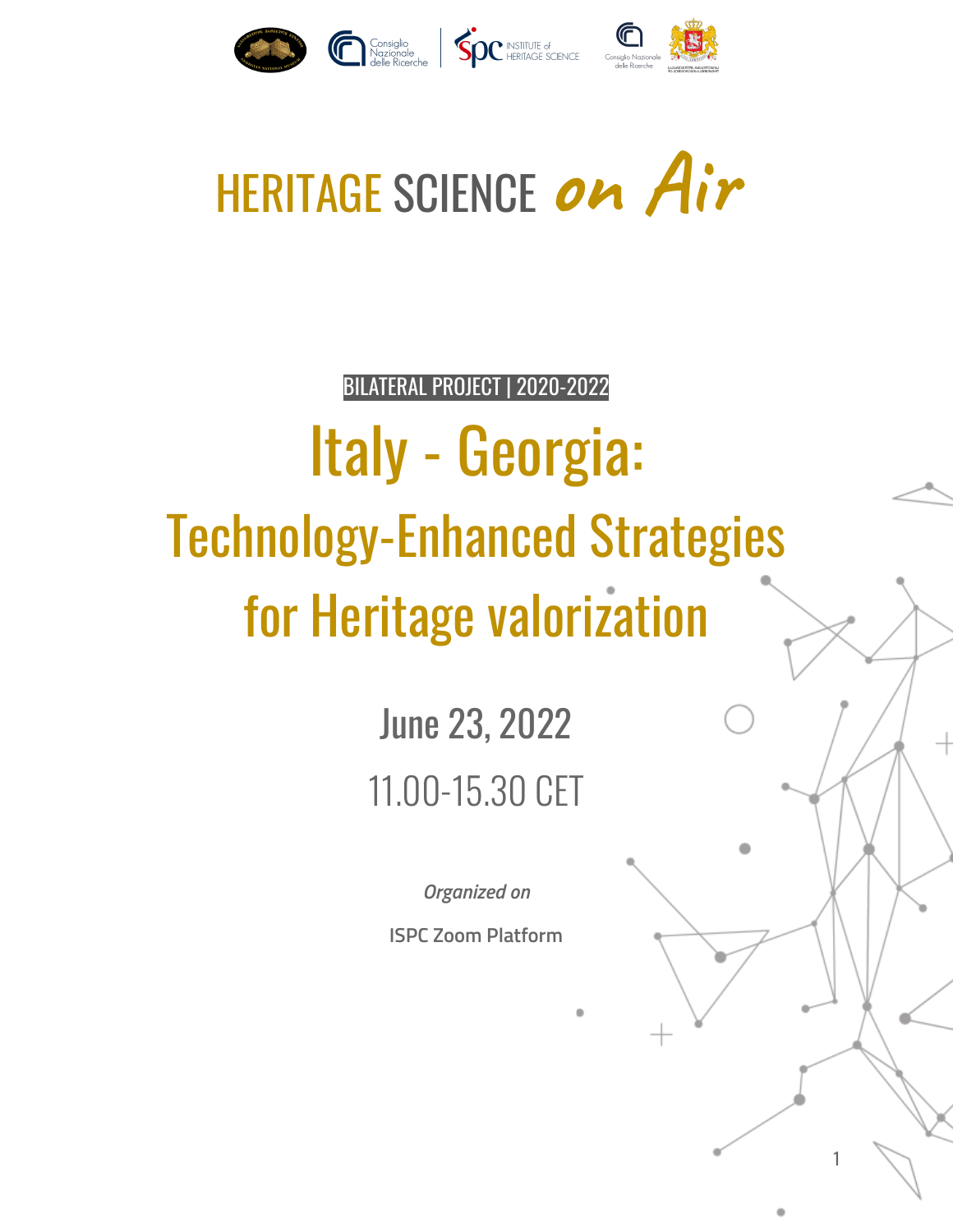# HERITAGE SCIENCE *on Air*

BILATERAL PROJECT | 2020-2022

## Italy - Georgia:
## Technology-Enhanced Strategies for Heritage valorization

June 23, 2022

11.00-15.30 CET

*Organized on*

**ISPC Zoom Platform**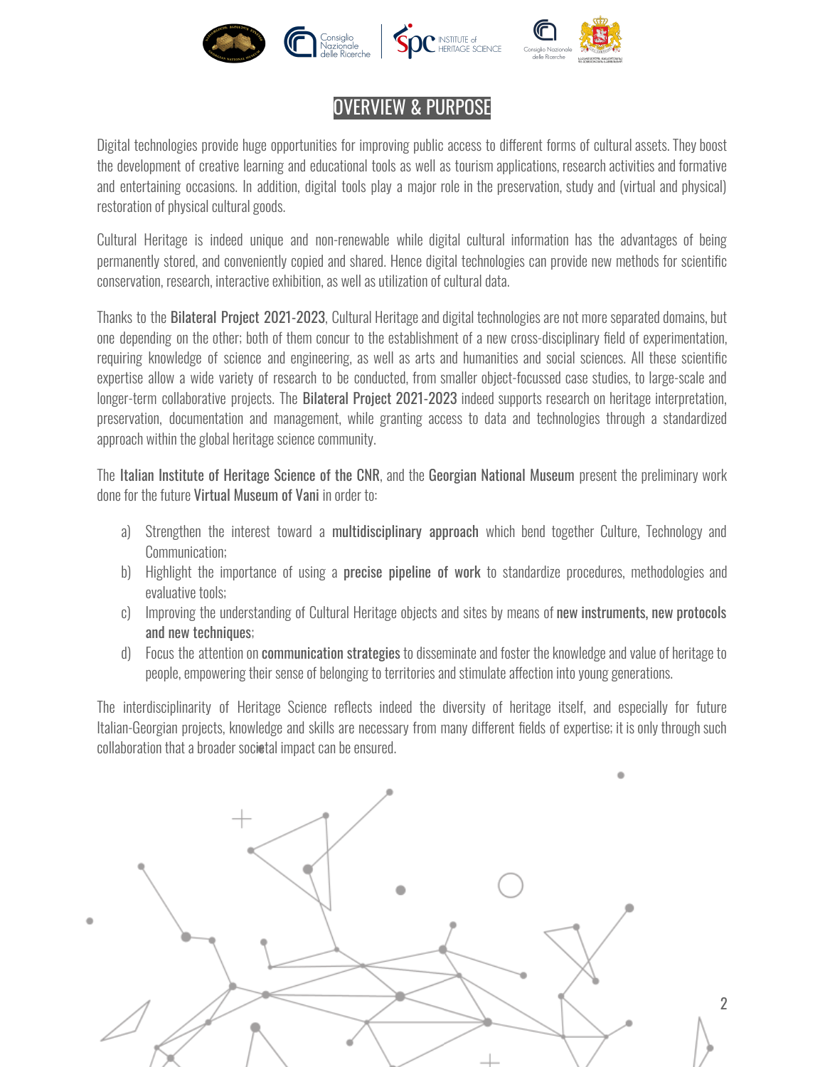# OVERVIEW & PURPOSE

Digital technologies provide huge opportunities for improving public access to different forms of cultural assets. They boost the development of creative learning and educational tools as well as tourism applications, research activities and formative and entertaining occasions. In addition, digital tools play a major role in the preservation, study and (virtual and physical) restoration of physical cultural goods.

Cultural Heritage is indeed unique and non-renewable while digital cultural information has the advantages of being permanently stored, and conveniently copied and shared. Hence digital technologies can provide new methods for scientific conservation, research, interactive exhibition, as well as utilization of cultural data.

Thanks to the **Bilateral Project 2021-2023**, Cultural Heritage and digital technologies are not more separated domains, but one depending on the other; both of them concur to the establishment of a new cross-disciplinary field of experimentation, requiring knowledge of science and engineering, as well as arts and humanities and social sciences. All these scientific expertise allow a wide variety of research to be conducted, from smaller object-focussed case studies, to large-scale and longer-term collaborative projects. The **Bilateral Project 2021-2023** indeed supports research on heritage interpretation, preservation, documentation and management, while granting access to data and technologies through a standardized approach within the global heritage science community.

The **Italian Institute of Heritage Science of the CNR**, and the **Georgian National Museum** present the preliminary work done for the future **Virtual Museum of Vani** in order to:

a) Strengthen the interest toward a **multidisciplinary approach** which bend together Culture, Technology and Communication;
b) Highlight the importance of using a **precise pipeline of work** to standardize procedures, methodologies and evaluative tools;
c) Improving the understanding of Cultural Heritage objects and sites by means of **new instruments, new protocols and new techniques**;
d) Focus the attention on **communication strategies** to disseminate and foster the knowledge and value of heritage to people, empowering their sense of belonging to territories and stimulate affection into young generations.

The interdisciplinarity of Heritage Science reflects indeed the diversity of heritage itself, and especially for future Italian-Georgian projects, knowledge and skills are necessary from many different fields of expertise; it is only through such collaboration that a broader societal impact can be ensured.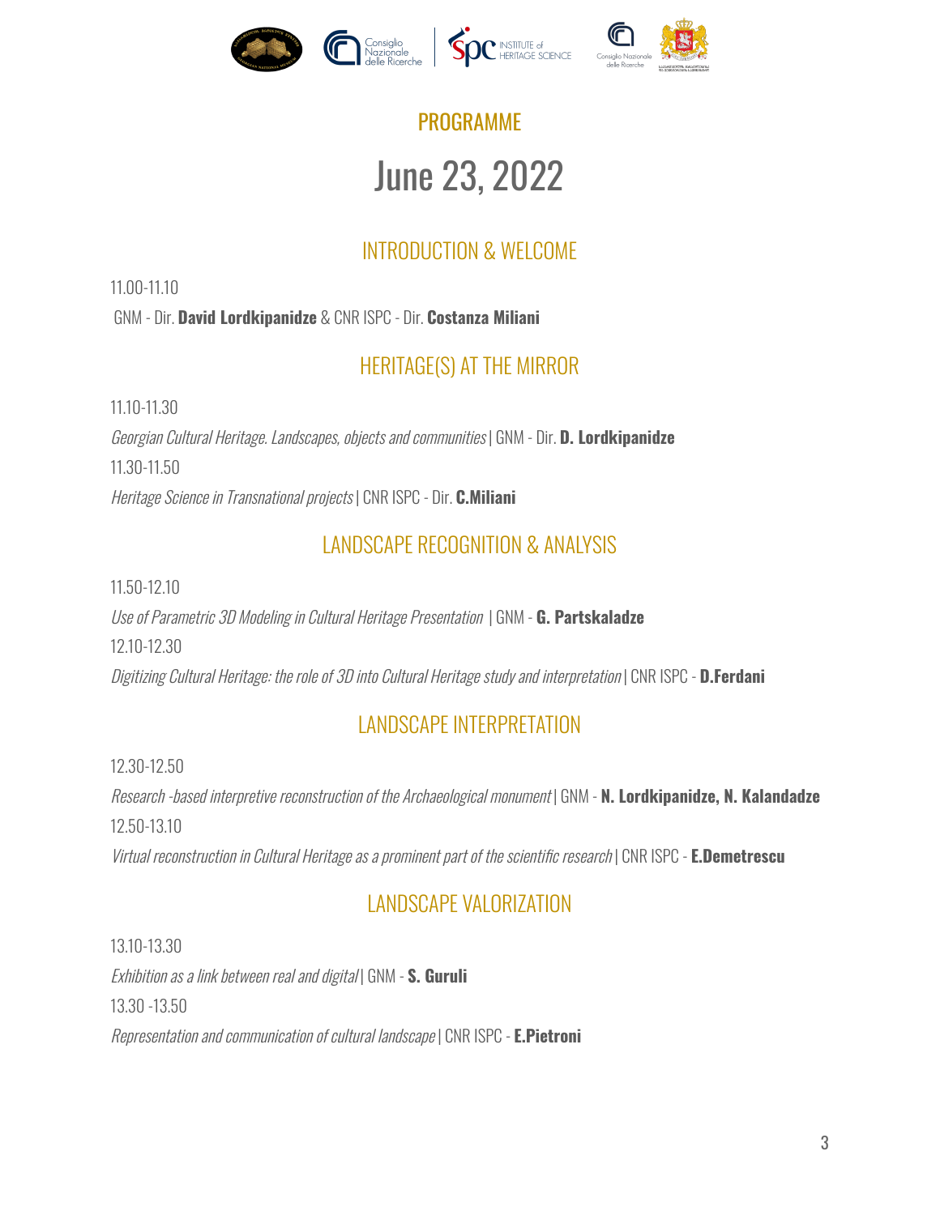## PROGRAMME

# June 23, 2022

### INTRODUCTION & WELCOME

11.00-11.10

GNM - Dir. **David Lordkipanidze** & CNR ISPC - Dir. **Costanza Miliani**

### HERITAGE(S) AT THE MIRROR

11.10-11.30

*Georgian Cultural Heritage. Landscapes, objects and communities* | GNM - Dir. **D. Lordkipanidze**

11.30-11.50

*Heritage Science in Transnational projects* | CNR ISPC - Dir. **C.Miliani**

### LANDSCAPE RECOGNITION & ANALYSIS

11.50-12.10

*Use of Parametric 3D Modeling in Cultural Heritage Presentation* | GNM - **G. Partskaladze**

12.10-12.30

*Digitizing Cultural Heritage: the role of 3D into Cultural Heritage study and interpretation* | CNR ISPC - **D.Ferdani**

### LANDSCAPE INTERPRETATION

12.30-12.50

*Research -based interpretive reconstruction of the Archaeological monument* | GNM - **N. Lordkipanidze, N. Kalandadze**

12.50-13.10

*Virtual reconstruction in Cultural Heritage as a prominent part of the scientific research* | CNR ISPC - **E.Demetrescu**

### LANDSCAPE VALORIZATION

13.10-13.30

*Exhibition as a link between real and digital* | GNM - **S. Guruli**

13.30 -13.50

*Representation and communication of cultural landscape* | CNR ISPC - **E.Pietroni**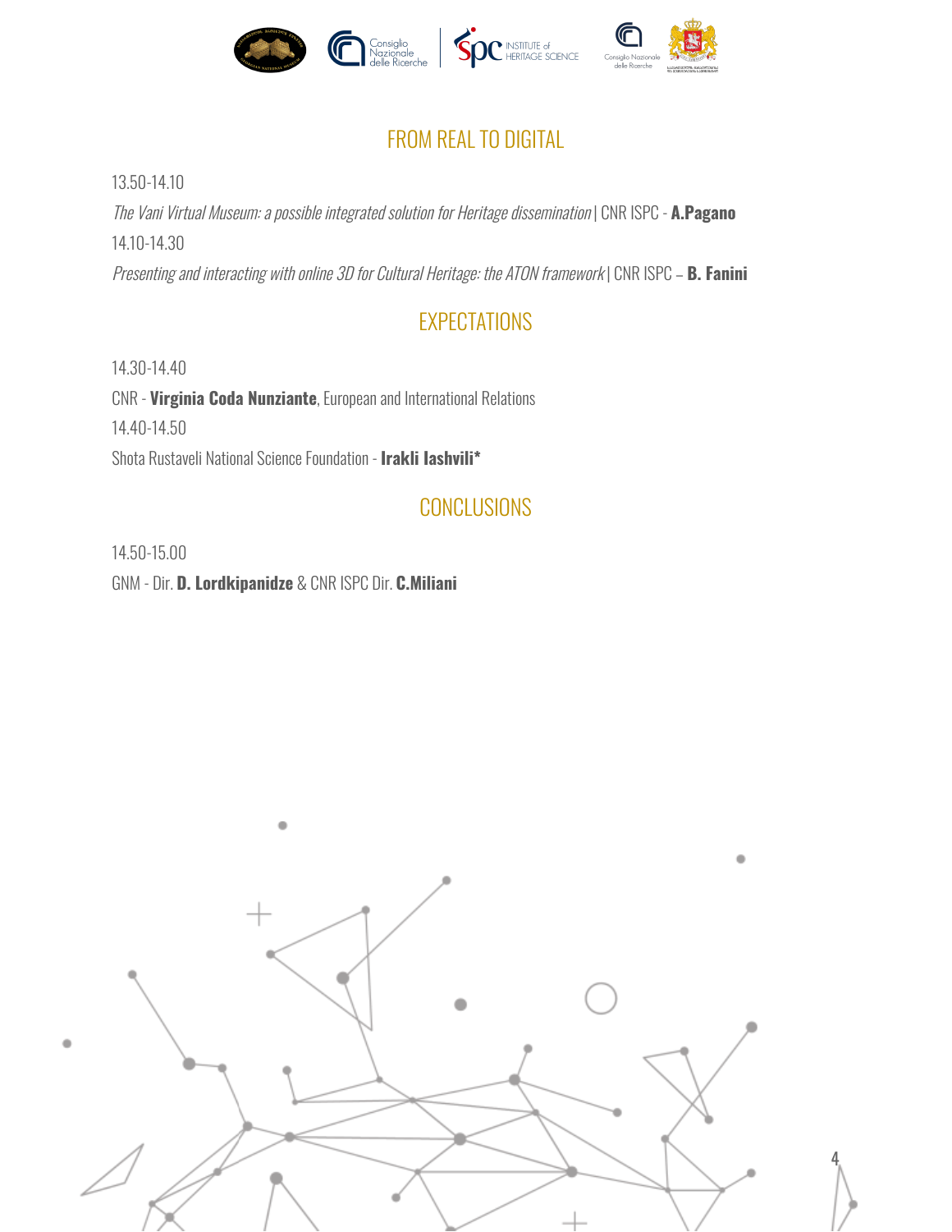## FROM REAL TO DIGITAL

13.50-14.10

*The Vani Virtual Museum: a possible integrated solution for Heritage dissemination* | CNR ISPC - **A.Pagano**

14.10-14.30

*Presenting and interacting with online 3D for Cultural Heritage: the ATON framework* | CNR ISPC – **B. Fanini**

## EXPECTATIONS

14.30-14.40

CNR - **Virginia Coda Nunziante**, European and International Relations

14.40-14.50

Shota Rustaveli National Science Foundation - **Irakli Iashvili***

## CONCLUSIONS

14.50-15.00

GNM - Dir. **D. Lordkipanidze** & CNR ISPC Dir. **C.Miliani**